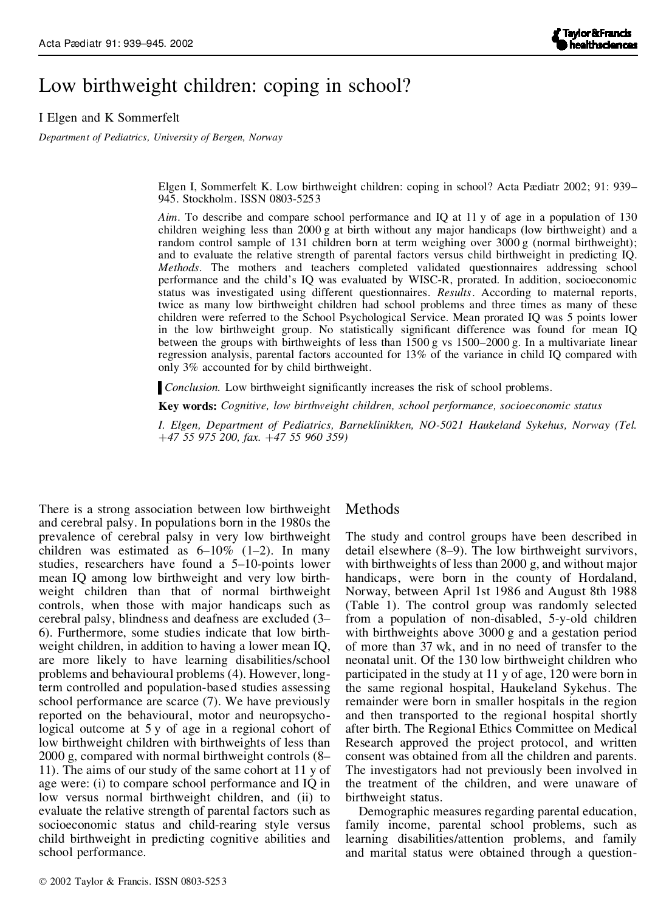# Low birthweight children: coping in school?

I Elgen and K Sommerfelt

*Department of Pediatrics, University of Bergen, Norway*

Elgen I, Sommerfelt K. Low birthweight children: coping in school? Acta Pædiatr 2002; 91: 939–945. Stockholm. ISSN 0803-5253

*Aim*. To describe and compare school performance and IQ at 11 y of age in a population of 130 children weighing less than 2000 g at birth without any major handicaps (low birthweight) and a random control sample of 131 children born at term weighing over 3000 g (normal birthweight); and to evaluate the relative strength of parental factors versus child birthweight in predicting IQ. *Methods*. The mothers and teachers completed validated questionnaires addressing school performance and the child's IQ was evaluated by WISC-R, prorated. In addition, socioeconomic status was investigated using different questionnaires. *Results*. According to maternal reports, twice as many low birthweight children had school problems and three times as many of these children were referred to the School Psychological Service. Mean prorated IQ was 5 points lower in the low birthweight group. No statistically significant difference was found for mean IQ between the groups with birthweights of less than 1500 g vs 1500–2000 g. In a multivariate linear regression analysis, parental factors accounted for 13% of the variance in child IQ compared with only 3% accounted for by child birthweight.

*Conclusion.* Low birthweight significantly increases the risk of school problems.

**Key words:** *Cognitive, low birthweight children, school performance, socioeconomic status*

*I. Elgen, Department of Pediatrics, Barneklinikken, NO-5021 Haukeland Sykehus, Norway (Tel. +47 55 975 200, fax. +47 55 960 359)*

There is a strong association between low birthweight and cerebral palsy. In populations born in the 1980s the prevalence of cerebral palsy in very low birthweight children was estimated as 6–10% (1–2). In many studies, researchers have found a 5–10-points lower mean IQ among low birthweight and very low birthweight children than that of normal birthweight controls, when those with major handicaps such as cerebral palsy, blindness and deafness are excluded (3–6). Furthermore, some studies indicate that low birthweight children, in addition to having a lower mean IQ, are more likely to have learning disabilities/school problems and behavioural problems (4). However, long-term controlled and population-based studies assessing school performance are scarce (7). We have previously reported on the behavioural, motor and neuropsychological outcome at 5 y of age in a regional cohort of low birthweight children with birthweights of less than 2000 g, compared with normal birthweight controls (8–11). The aims of our study of the same cohort at 11 y of age were: (i) to compare school performance and IQ in low versus normal birthweight children, and (ii) to evaluate the relative strength of parental factors such as socioeconomic status and child-rearing style versus child birthweight in predicting cognitive abilities and school performance.

## Methods

The study and control groups have been described in detail elsewhere (8–9). The low birthweight survivors, with birthweights of less than 2000 g, and without major handicaps, were born in the county of Hordaland, Norway, between April 1st 1986 and August 8th 1988 (Table 1). The control group was randomly selected from a population of non-disabled, 5-y-old children with birthweights above 3000 g and a gestation period of more than 37 wk, and in no need of transfer to the neonatal unit. Of the 130 low birthweight children who participated in the study at 11 y of age, 120 were born in the same regional hospital, Haukeland Sykehus. The remainder were born in smaller hospitals in the region and then transported to the regional hospital shortly after birth. The Regional Ethics Committee on Medical Research approved the project protocol, and written consent was obtained from all the children and parents. The investigators had not previously been involved in the treatment of the children, and were unaware of birthweight status.

Demographic measures regarding parental education, family income, parental school problems, such as learning disabilities/attention problems, and family and marital status were obtained through a question-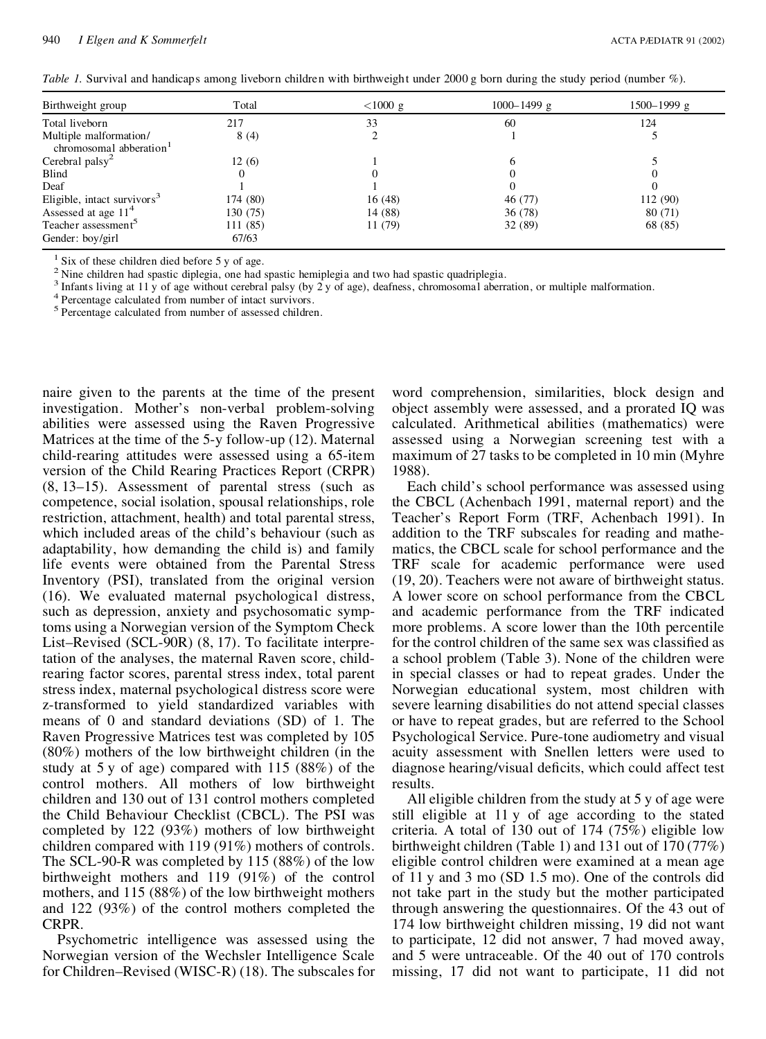*Table 1.* Survival and handicaps among liveborn children with birthweight under 2000 g born during the study period (number %).

| Birthweight group | Total | <1000 g | 1000–1499 g | 1500–1999 g |
|---|---|---|---|---|
| Total liveborn | 217 | 33 | 60 | 124 |
| Multiple malformation/ chromosomal abberation[1] | 8 (4) | 2 | 1 | 5 |
| Cerebral palsy[2] | 12 (6) | 1 | 6 | 5 |
| Blind | 0 | 0 | 0 | 0 |
| Deaf | 1 | 1 | 0 | 0 |
| Eligible, intact survivors[3] | 174 (80) | 16 (48) | 46 (77) | 112 (90) |
| Assessed at age 11[4] | 130 (75) | 14 (88) | 36 (78) | 80 (71) |
| Teacher assessment[5] | 111 (85) | 11 (79) | 32 (89) | 68 (85) |
| Gender: boy/girl | 67/63 | | | |

[1] Six of these children died before 5 y of age.
[2] Nine children had spastic diplegia, one had spastic hemiplegia and two had spastic quadriplegia.
[3] Infants living at 11 y of age without cerebral palsy (by 2 y of age), deafness, chromosomal aberration, or multiple malformation.
[4] Percentage calculated from number of intact survivors.
[5] Percentage calculated from number of assessed children.

naire given to the parents at the time of the present investigation. Mother's non-verbal problem-solving abilities were assessed using the Raven Progressive Matrices at the time of the 5-y follow-up (12). Maternal child-rearing attitudes were assessed using a 65-item version of the Child Rearing Practices Report (CRPR) (8, 13–15). Assessment of parental stress (such as competence, social isolation, spousal relationships, role restriction, attachment, health) and total parental stress, which included areas of the child's behaviour (such as adaptability, how demanding the child is) and family life events were obtained from the Parental Stress Inventory (PSI), translated from the original version (16). We evaluated maternal psychological distress, such as depression, anxiety and psychosomatic symptoms using a Norwegian version of the Symptom Check List–Revised (SCL-90R) (8, 17). To facilitate interpretation of the analyses, the maternal Raven score, child-rearing factor scores, parental stress index, total parent stress index, maternal psychological distress score were z-transformed to yield standardized variables with means of 0 and standard deviations (SD) of 1. The Raven Progressive Matrices test was completed by 105 (80%) mothers of the low birthweight children (in the study at 5 y of age) compared with 115 (88%) of the control mothers. All mothers of low birthweight children and 130 out of 131 control mothers completed the Child Behaviour Checklist (CBCL). The PSI was completed by 122 (93%) mothers of low birthweight children compared with 119 (91%) mothers of controls. The SCL-90-R was completed by 115 (88%) of the low birthweight mothers and 119 (91%) of the control mothers, and 115 (88%) of the low birthweight mothers and 122 (93%) of the control mothers completed the CRPR.

Psychometric intelligence was assessed using the Norwegian version of the Wechsler Intelligence Scale for Children–Revised (WISC-R) (18). The subscales for word comprehension, similarities, block design and object assembly were assessed, and a prorated IQ was calculated. Arithmetical abilities (mathematics) were assessed using a Norwegian screening test with a maximum of 27 tasks to be completed in 10 min (Myhre 1988).

Each child's school performance was assessed using the CBCL (Achenbach 1991, maternal report) and the Teacher's Report Form (TRF, Achenbach 1991). In addition to the TRF subscales for reading and mathematics, the CBCL scale for school performance and the TRF scale for academic performance were used (19, 20). Teachers were not aware of birthweight status. A lower score on school performance from the CBCL and academic performance from the TRF indicated more problems. A score lower than the 10th percentile for the control children of the same sex was classified as a school problem (Table 3). None of the children were in special classes or had to repeat grades. Under the Norwegian educational system, most children with severe learning disabilities do not attend special classes or have to repeat grades, but are referred to the School Psychological Service. Pure-tone audiometry and visual acuity assessment with Snellen letters were used to diagnose hearing/visual deficits, which could affect test results.

All eligible children from the study at 5 y of age were still eligible at 11 y of age according to the stated criteria. A total of 130 out of 174 (75%) eligible low birthweight children (Table 1) and 131 out of 170 (77%) eligible control children were examined at a mean age of 11 y and 3 mo (SD 1.5 mo). One of the controls did not take part in the study but the mother participated through answering the questionnaires. Of the 43 out of 174 low birthweight children missing, 19 did not want to participate, 12 did not answer, 7 had moved away, and 5 were untraceable. Of the 40 out of 170 controls missing, 17 did not want to participate, 11 did not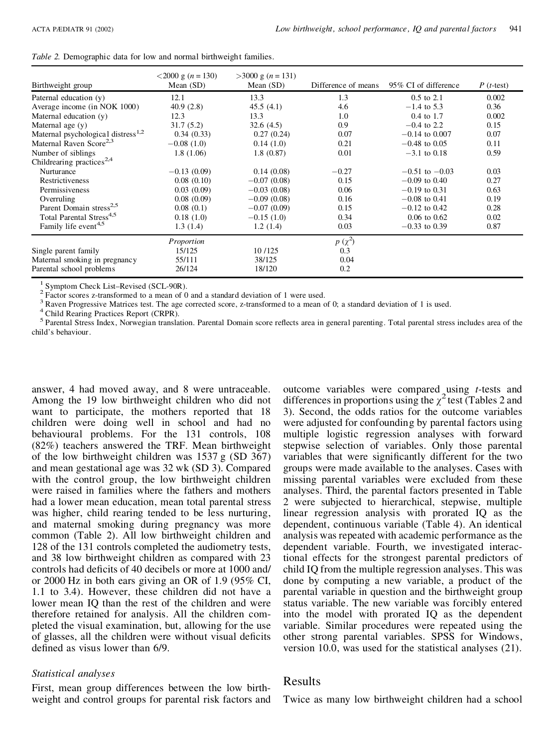*Table 2.* Demographic data for low and normal birthweight families.

| Birthweight group | <2000 g ($n = 130$) Mean (SD) | >3000 g ($n = 131$) Mean (SD) | Difference of means | 95% CI of difference | $P$ ($t$-test) |
|---|---|---|---|---|---|
| Paternal education (y) | 12.1 | 13.3 | 1.3 | 0.5 to 2.1 | 0.002 |
| Average income (in NOK 1000) | 40.9 (2.8) | 45.5 (4.1) | 4.6 | −1.4 to 5.3 | 0.36 |
| Maternal education (y) | 12.3 | 13.3 | 1.0 | 0.4 to 1.7 | 0.002 |
| Maternal age (y) | 31.7 (5.2) | 32.6 (4.5) | 0.9 | −0.4 to 2.2 | 0.15 |
| Maternal psychological distress[1,2] | 0.34 (0.33) | 0.27 (0.24) | 0.07 | −0.14 to 0.007 | 0.07 |
| Maternal Raven Score[2,3] | −0.08 (1.0) | 0.14 (1.0) | 0.21 | −0.48 to 0.05 | 0.11 |
| Number of siblings | 1.8 (1.06) | 1.8 (0.87) | 0.01 | −3.1 to 0.18 | 0.59 |
| Childrearing practices[2,4] | | | | | |
| Nurturance | −0.13 (0.09) | 0.14 (0.08) | −0.27 | −0.51 to −0.03 | 0.03 |
| Restrictiveness | 0.08 (0.10) | −0.07 (0.08) | 0.15 | −0.09 to 0.40 | 0.27 |
| Permissiveness | 0.03 (0.09) | −0.03 (0.08) | 0.06 | −0.19 to 0.31 | 0.63 |
| Overruling | 0.08 (0.09) | −0.09 (0.08) | 0.16 | −0.08 to 0.41 | 0.19 |
| Parent Domain stress[2,5] | 0.08 (0.1) | −0.07 (0.09) | 0.15 | −0.12 to 0.42 | 0.28 |
| Total Parental Stress[4,5] | 0.18 (1.0) | −0.15 (1.0) | 0.34 | 0.06 to 0.62 | 0.02 |
| Family life event[4,5] | 1.3 (1.4) | 1.2 (1.4) | 0.03 | −0.33 to 0.39 | 0.87 |
| | *Proportion* | | $p$ ($\chi^2$) | | |
| Single parent family | 15/125 | 10 /125 | 0.3 | | |
| Maternal smoking in pregnancy | 55/111 | 38/125 | 0.04 | | |
| Parental school problems | 26/124 | 18/120 | 0.2 | | |

[1] Symptom Check List–Revised (SCL-90R).
[2] Factor scores z-transformed to a mean of 0 and a standard deviation of 1 were used.
[3] Raven Progressive Matrices test. The age corrected score, z-transformed to a mean of 0; a standard deviation of 1 is used.
[4] Child Rearing Practices Report (CRPR).
[5] Parental Stress Index, Norwegian translation. Parental Domain score reflects area in general parenting. Total parental stress includes area of the child's behaviour.

answer, 4 had moved away, and 8 were untraceable. Among the 19 low birthweight children who did not want to participate, the mothers reported that 18 children were doing well in school and had no behavioural problems. For the 131 controls, 108 (82%) teachers answered the TRF. Mean birthweight of the low birthweight children was 1537 g (SD 367) and mean gestational age was 32 wk (SD 3). Compared with the control group, the low birthweight children were raised in families where the fathers and mothers had a lower mean education, mean total parental stress was higher, child rearing tended to be less nurturing, and maternal smoking during pregnancy was more common (Table 2). All low birthweight children and 128 of the 131 controls completed the audiometry tests, and 38 low birthweight children as compared with 23 controls had deficits of 40 decibels or more at 1000 and/or 2000 Hz in both ears giving an OR of 1.9 (95% CI, 1.1 to 3.4). However, these children did not have a lower mean IQ than the rest of the children and were therefore retained for analysis. All the children completed the visual examination, but, allowing for the use of glasses, all the children were without visual deficits defined as visus lower than 6/9.

### *Statistical analyses*

First, mean group differences between the low birthweight and control groups for parental risk factors and outcome variables were compared using $t$-tests and differences in proportions using the $\chi^2$ test (Tables 2 and 3). Second, the odds ratios for the outcome variables were adjusted for confounding by parental factors using multiple logistic regression analyses with forward stepwise selection of variables. Only those parental variables that were significantly different for the two groups were made available to the analyses. Cases with missing parental variables were excluded from these analyses. Third, the parental factors presented in Table 2 were subjected to hierarchical, stepwise, multiple linear regression analysis with prorated IQ as the dependent, continuous variable (Table 4). An identical analysis was repeated with academic performance as the dependent variable. Fourth, we investigated interactional effects for the strongest parental predictors of child IQ from the multiple regression analyses. This was done by computing a new variable, a product of the parental variable in question and the birthweight group status variable. The new variable was forcibly entered into the model with prorated IQ as the dependent variable. Similar procedures were repeated using the other strong parental variables. SPSS for Windows, version 10.0, was used for the statistical analyses (21).

## Results

Twice as many low birthweight children had a school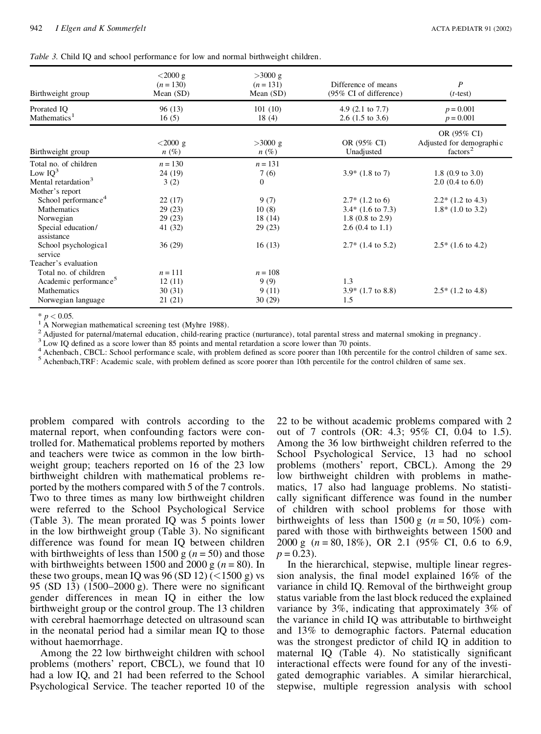*Table 3.* Child IQ and school performance for low and normal birthweight children.

| Birthweight group | <2000 g ($n = 130$) Mean (SD) | >3000 g ($n = 131$) Mean (SD) | Difference of means (95% CI of difference) | $P$ ($t$-test) |
|---|---|---|---|---|
| Prorated IQ | 96 (13) | 101 (10) | 4.9 (2.1 to 7.7) | $p = 0.001$ |
| Mathematics[1] | 16 (5) | 18 (4) | 2.6 (1.5 to 3.6) | $p = 0.001$ |

| Birthweight group | <2000 g $n$ (%) | >3000 g $n$ (%) | OR (95% CI) Unadjusted | OR (95% CI) Adjusted for demographic factors[2] |
|---|---|---|---|---|
| Total no. of children | $n = 130$ | $n = 131$ | | |
| Low IQ[3] | 24 (19) | 7 (6) | 3.9* (1.8 to 7) | 1.8 (0.9 to 3.0) |
| Mental retardation[3] | 3 (2) | 0 | | 2.0 (0.4 to 6.0) |
| Mother's report | | | | |
| School performance[4] | 22 (17) | 9 (7) | 2.7* (1.2 to 6) | 2.2* (1.2 to 4.3) |
| Mathematics | 29 (23) | 10 (8) | 3.4* (1.6 to 7.3) | 1.8* (1.0 to 3.2) |
| Norwegian | 29 (23) | 18 (14) | 1.8 (0.8 to 2.9) | |
| Special education/ assistance | 41 (32) | 29 (23) | 2.6 (0.4 to 1.1) | |
| School psychological service | 36 (29) | 16 (13) | 2.7* (1.4 to 5.2) | 2.5* (1.6 to 4.2) |
| Teacher's evaluation | | | | |
| Total no. of children | $n = 111$ | $n = 108$ | | |
| Academic performance[5] | 12 (11) | 9 (9) | 1.3 | |
| Mathematics | 30 (31) | 9 (11) | 3.9* (1.7 to 8.8) | 2.5* (1.2 to 4.8) |
| Norwegian language | 21 (21) | 30 (29) | 1.5 | |

\* $p < 0.05$.
[1] A Norwegian mathematical screening test (Myhre 1988).
[2] Adjusted for paternal/maternal education, child-rearing practice (nurturance), total parental stress and maternal smoking in pregnancy.
[3] Low IQ defined as a score lower than 85 points and mental retardation a score lower than 70 points.
[4] Achenbach, CBCL: School performance scale, with problem defined as score poorer than 10th percentile for the control children of same sex.
[5] Achenbach,TRF: Academic scale, with problem defined as score poorer than 10th percentile for the control children of same sex.

problem compared with controls according to the maternal report, when confounding factors were controlled for. Mathematical problems reported by mothers and teachers were twice as common in the low birthweight group; teachers reported on 16 of the 23 low birthweight children with mathematical problems reported by the mothers compared with 5 of the 7 controls. Two to three times as many low birthweight children were referred to the School Psychological Service (Table 3). The mean prorated IQ was 5 points lower in the low birthweight group (Table 3). No significant difference was found for mean IQ between children with birthweights of less than 1500 g ($n = 50$) and those with birthweights between 1500 and 2000 g ($n = 80$). In these two groups, mean IQ was 96 (SD 12) (<1500 g) vs 95 (SD 13) (1500–2000 g). There were no significant gender differences in mean IQ in either the low birthweight group or the control group. The 13 children with cerebral haemorrhage detected on ultrasound scan in the neonatal period had a similar mean IQ to those without haemorrhage.

Among the 22 low birthweight children with school problems (mothers' report, CBCL), we found that 10 had a low IQ, and 21 had been referred to the School Psychological Service. The teacher reported 10 of the 22 to be without academic problems compared with 2 out of 7 controls (OR: 4.3; 95% CI, 0.04 to 1.5). Among the 36 low birthweight children referred to the School Psychological Service, 13 had no school problems (mothers' report, CBCL). Among the 29 low birthweight children with problems in mathematics, 17 also had language problems. No statistically significant difference was found in the number of children with school problems for those with birthweights of less than 1500 g ($n = 50$, 10%) compared with those with birthweights between 1500 and 2000 g ($n = 80$, 18%), OR 2.1 (95% CI, 0.6 to 6.9, $p = 0.23$).

In the hierarchical, stepwise, multiple linear regression analysis, the final model explained 16% of the variance in child IQ. Removal of the birthweight group status variable from the last block reduced the explained variance by 3%, indicating that approximately 3% of the variance in child IQ was attributable to birthweight and 13% to demographic factors. Paternal education was the strongest predictor of child IQ in addition to maternal IQ (Table 4). No statistically significant interactional effects were found for any of the investigated demographic variables. A similar hierarchical, stepwise, multiple regression analysis with school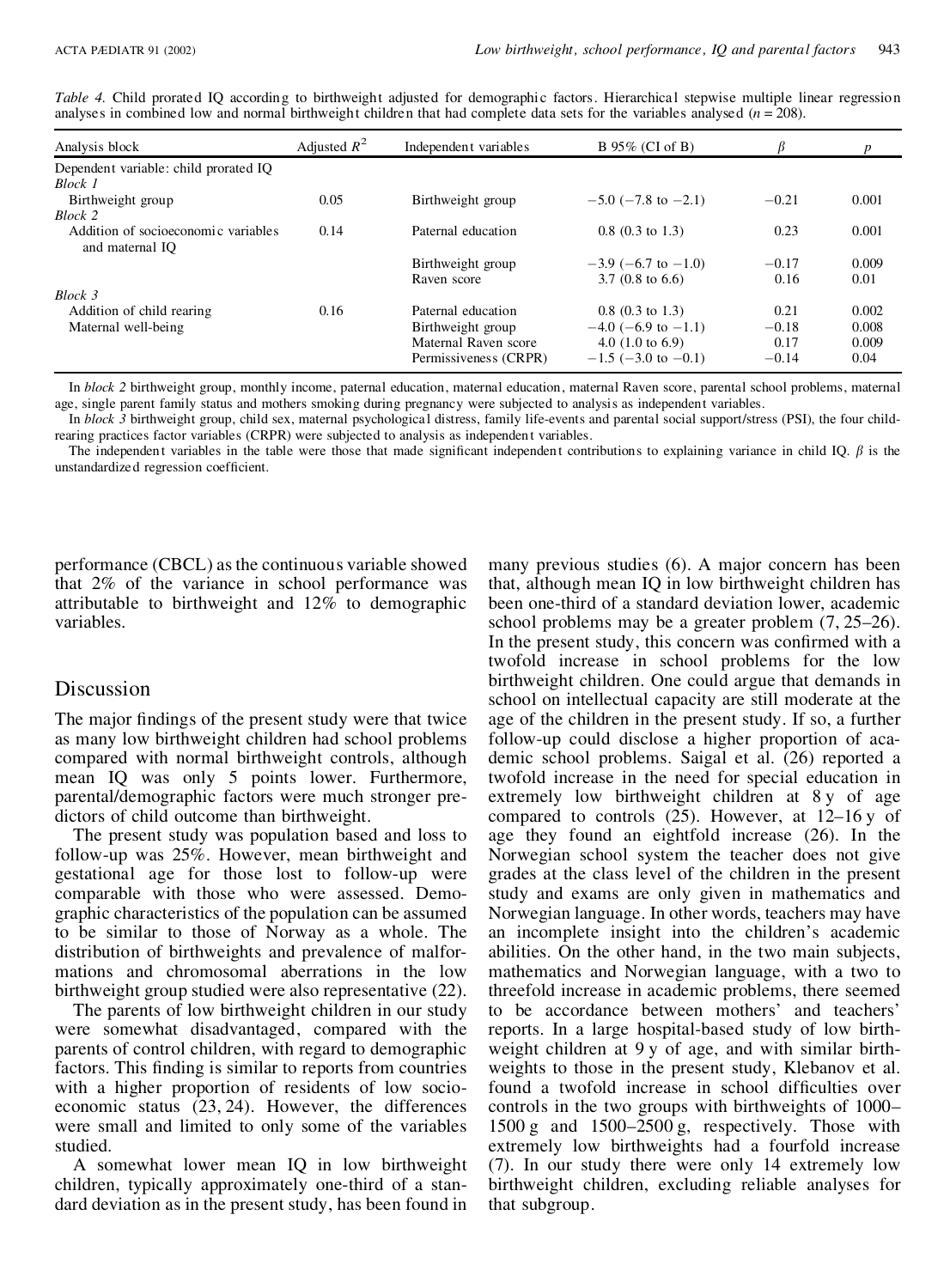*Table 4.* Child prorated IQ according to birthweight adjusted for demographic factors. Hierarchical stepwise multiple linear regression analyses in combined low and normal birthweight children that had complete data sets for the variables analysed ($n = 208$).

| Analysis block | Adjusted $R^2$ | Independent variables | B 95% (CI of B) | $\beta$ | $p$ |
|---|---|---|---|---|---|
| Dependent variable: child prorated IQ | | | | | |
| *Block 1* | | | | | |
| Birthweight group | 0.05 | Birthweight group | −5.0 (−7.8 to −2.1) | −0.21 | 0.001 |
| *Block 2* | | | | | |
| Addition of socioeconomic variables and maternal IQ | 0.14 | Paternal education | 0.8 (0.3 to 1.3) | 0.23 | 0.001 |
| | | Birthweight group | −3.9 (−6.7 to −1.0) | −0.17 | 0.009 |
| | | Raven score | 3.7 (0.8 to 6.6) | 0.16 | 0.01 |
| *Block 3* | | | | | |
| Addition of child rearing | 0.16 | Paternal education | 0.8 (0.3 to 1.3) | 0.21 | 0.002 |
| Maternal well-being | | Birthweight group | −4.0 (−6.9 to −1.1) | −0.18 | 0.008 |
| | | Maternal Raven score | 4.0 (1.0 to 6.9) | 0.17 | 0.009 |
| | | Permissiveness (CRPR) | −1.5 (−3.0 to −0.1) | −0.14 | 0.04 |

In *block 2* birthweight group, monthly income, paternal education, maternal education, maternal Raven score, parental school problems, maternal age, single parent family status and mothers smoking during pregnancy were subjected to analysis as independent variables.

In *block 3* birthweight group, child sex, maternal psychological distress, family life-events and parental social support/stress (PSI), the four child-rearing practices factor variables (CRPR) were subjected to analysis as independent variables.

The independent variables in the table were those that made significant independent contributions to explaining variance in child IQ. $\beta$ is the unstandardized regression coefficient.

performance (CBCL) as the continuous variable showed that 2% of the variance in school performance was attributable to birthweight and 12% to demographic variables.

## Discussion

The major findings of the present study were that twice as many low birthweight children had school problems compared with normal birthweight controls, although mean IQ was only 5 points lower. Furthermore, parental/demographic factors were much stronger predictors of child outcome than birthweight.

The present study was population based and loss to follow-up was 25%. However, mean birthweight and gestational age for those lost to follow-up were comparable with those who were assessed. Demographic characteristics of the population can be assumed to be similar to those of Norway as a whole. The distribution of birthweights and prevalence of malformations and chromosomal aberrations in the low birthweight group studied were also representative (22).

The parents of low birthweight children in our study were somewhat disadvantaged, compared with the parents of control children, with regard to demographic factors. This finding is similar to reports from countries with a higher proportion of residents of low socioeconomic status (23, 24). However, the differences were small and limited to only some of the variables studied.

A somewhat lower mean IQ in low birthweight children, typically approximately one-third of a standard deviation as in the present study, has been found in many previous studies (6). A major concern has been that, although mean IQ in low birthweight children has been one-third of a standard deviation lower, academic school problems may be a greater problem (7, 25–26). In the present study, this concern was confirmed with a twofold increase in school problems for the low birthweight children. One could argue that demands in school on intellectual capacity are still moderate at the age of the children in the present study. If so, a further follow-up could disclose a higher proportion of academic school problems. Saigal et al. (26) reported a twofold increase in the need for special education in extremely low birthweight children at 8 y of age compared to controls (25). However, at 12–16 y of age they found an eightfold increase (26). In the Norwegian school system the teacher does not give grades at the class level of the children in the present study and exams are only given in mathematics and Norwegian language. In other words, teachers may have an incomplete insight into the children's academic abilities. On the other hand, in the two main subjects, mathematics and Norwegian language, with a two to threefold increase in academic problems, there seemed to be accordance between mothers' and teachers' reports. In a large hospital-based study of low birthweight children at 9 y of age, and with similar birthweights to those in the present study, Klebanov et al. found a twofold increase in school difficulties over controls in the two groups with birthweights of 1000–1500 g and 1500–2500 g, respectively. Those with extremely low birthweights had a fourfold increase (7). In our study there were only 14 extremely low birthweight children, excluding reliable analyses for that subgroup.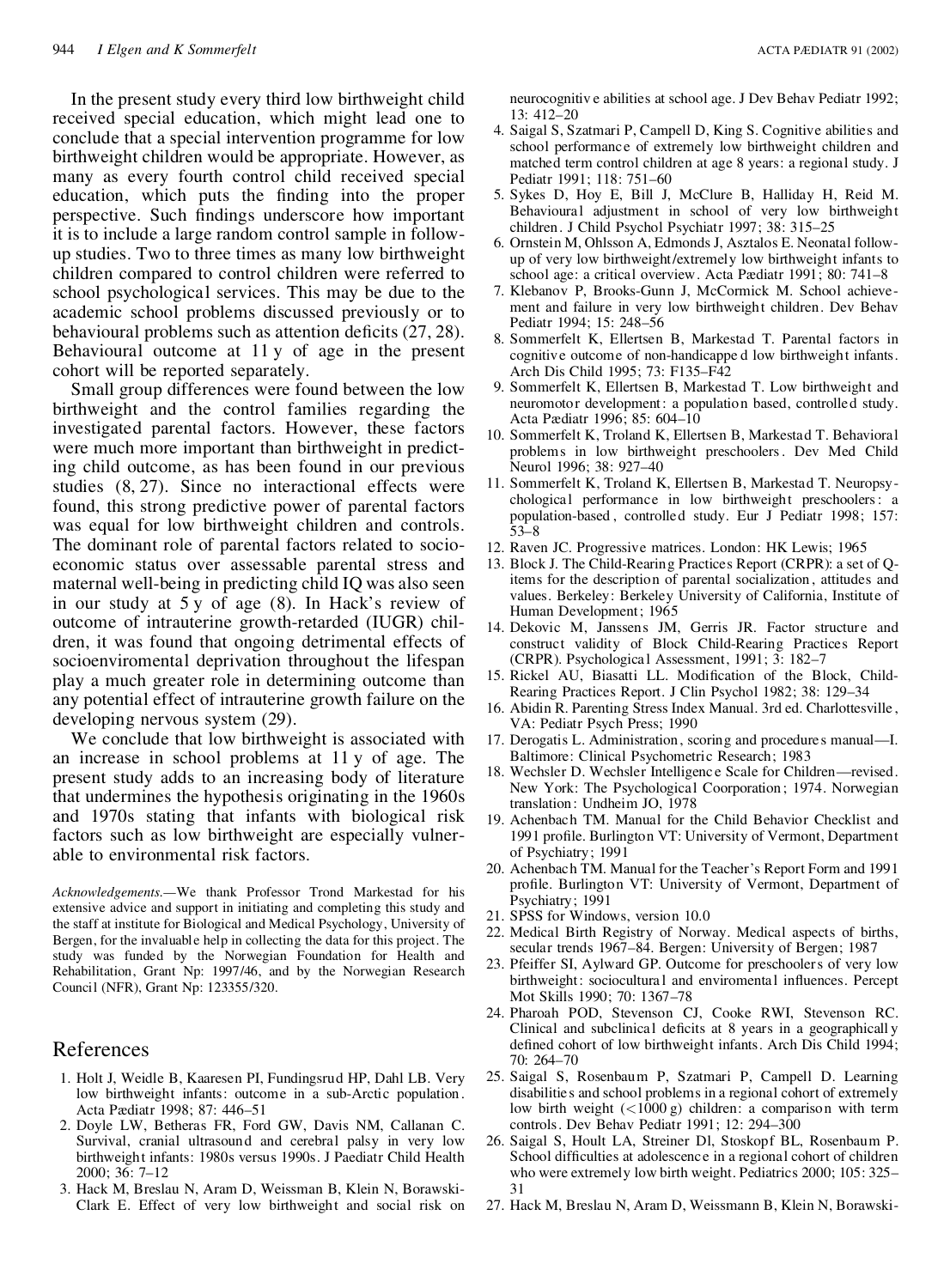In the present study every third low birthweight child received special education, which might lead one to conclude that a special intervention programme for low birthweight children would be appropriate. However, as many as every fourth control child received special education, which puts the finding into the proper perspective. Such findings underscore how important it is to include a large random control sample in follow-up studies. Two to three times as many low birthweight children compared to control children were referred to school psychological services. This may be due to the academic school problems discussed previously or to behavioural problems such as attention deficits (27, 28). Behavioural outcome at 11 y of age in the present cohort will be reported separately.

Small group differences were found between the low birthweight and the control families regarding the investigated parental factors. However, these factors were much more important than birthweight in predicting child outcome, as has been found in our previous studies (8, 27). Since no interactional effects were found, this strong predictive power of parental factors was equal for low birthweight children and controls. The dominant role of parental factors related to socioeconomic status over assessable parental stress and maternal well-being in predicting child IQ was also seen in our study at 5 y of age (8). In Hack's review of outcome of intrauterine growth-retarded (IUGR) children, it was found that ongoing detrimental effects of socioenviromental deprivation throughout the lifespan play a much greater role in determining outcome than any potential effect of intrauterine growth failure on the developing nervous system (29).

We conclude that low birthweight is associated with an increase in school problems at 11 y of age. The present study adds to an increasing body of literature that undermines the hypothesis originating in the 1960s and 1970s stating that infants with biological risk factors such as low birthweight are especially vulnerable to environmental risk factors.

*Acknowledgements.*—We thank Professor Trond Markestad for his extensive advice and support in initiating and completing this study and the staff at institute for Biological and Medical Psychology, University of Bergen, for the invaluable help in collecting the data for this project. The study was funded by the Norwegian Foundation for Health and Rehabilitation, Grant Np: 1997/46, and by the Norwegian Research Council (NFR), Grant Np: 123355/320.

## References

1. Holt J, Weidle B, Kaaresen PI, Fundingsrud HP, Dahl LB. Very low birthweight infants: outcome in a sub-Arctic population. Acta Pædiatr 1998; 87: 446–51
2. Doyle LW, Betheras FR, Ford GW, Davis NM, Callanan C. Survival, cranial ultrasound and cerebral palsy in very low birthweight infants: 1980s versus 1990s. J Paediatr Child Health 2000; 36: 7–12
3. Hack M, Breslau N, Aram D, Weissman B, Klein N, Borawski-Clark E. Effect of very low birthweight and social risk on neurocognitive abilities at school age. J Dev Behav Pediatr 1992; 13: 412–20
4. Saigal S, Szatmari P, Campell D, King S. Cognitive abilities and school performance of extremely low birthweight children and matched term control children at age 8 years: a regional study. J Pediatr 1991; 118: 751–60
5. Sykes D, Hoy E, Bill J, McClure B, Halliday H, Reid M. Behavioural adjustment in school of very low birthweight children. J Child Psychol Psychiatr 1997; 38: 315–25
6. Ornstein M, Ohlsson A, Edmonds J, Asztalos E. Neonatal follow-up of very low birthweight/extremely low birthweight infants to school age: a critical overview. Acta Pædiatr 1991; 80: 741–8
7. Klebanov P, Brooks-Gunn J, McCormick M. School achievement and failure in very low birthweight children. Dev Behav Pediatr 1994; 15: 248–56
8. Sommerfelt K, Ellertsen B, Markestad T. Parental factors in cognitive outcome of non-handicapped low birthweight infants. Arch Dis Child 1995; 73: F135–F42
9. Sommerfelt K, Ellertsen B, Markestad T. Low birthweight and neuromotor development: a population based, controlled study. Acta Pædiatr 1996; 85: 604–10
10. Sommerfelt K, Troland K, Ellertsen B, Markestad T. Behavioral problems in low birthweight preschoolers. Dev Med Child Neurol 1996; 38: 927–40
11. Sommerfelt K, Troland K, Ellertsen B, Markestad T. Neuropsychological performance in low birthweight preschoolers: a population-based, controlled study. Eur J Pediatr 1998; 157: 53–8
12. Raven JC. Progressive matrices. London: HK Lewis; 1965
13. Block J. The Child-Rearing Practices Report (CRPR): a set of Q-items for the description of parental socialization, attitudes and values. Berkeley: Berkeley University of California, Institute of Human Development; 1965
14. Dekovic M, Janssens JM, Gerris JR. Factor structure and construct validity of Block Child-Rearing Practices Report (CRPR). Psychological Assessment, 1991; 3: 182–7
15. Rickel AU, Biasatti LL. Modification of the Block, Child-Rearing Practices Report. J Clin Psychol 1982; 38: 129–34
16. Abidin R. Parenting Stress Index Manual. 3rd ed. Charlottesville, VA: Pediatr Psych Press; 1990
17. Derogatis L. Administration, scoring and procedures manual—I. Baltimore: Clinical Psychometric Research; 1983
18. Wechsler D. Wechsler Intelligence Scale for Children—revised. New York: The Psychological Coorporation; 1974. Norwegian translation: Undheim JO, 1978
19. Achenbach TM. Manual for the Child Behavior Checklist and 1991 profile. Burlington VT: University of Vermont, Department of Psychiatry; 1991
20. Achenbach TM. Manual for the Teacher's Report Form and 1991 profile. Burlington VT: University of Vermont, Department of Psychiatry; 1991
21. SPSS for Windows, version 10.0
22. Medical Birth Registry of Norway. Medical aspects of births, secular trends 1967–84. Bergen: University of Bergen; 1987
23. Pfeiffer SI, Aylward GP. Outcome for preschoolers of very low birthweight: sociocultural and enviromental influences. Percept Mot Skills 1990; 70: 1367–78
24. Pharoah POD, Stevenson CJ, Cooke RWI, Stevenson RC. Clinical and subclinical deficits at 8 years in a geographically defined cohort of low birthweight infants. Arch Dis Child 1994; 70: 264–70
25. Saigal S, Rosenbaum P, Szatmari P, Campell D. Learning disabilities and school problems in a regional cohort of extremely low birth weight (<1000 g) children: a comparison with term controls. Dev Behav Pediatr 1991; 12: 294–300
26. Saigal S, Hoult LA, Streiner Dl, Stoskopf BL, Rosenbaum P. School difficulties at adolescence in a regional cohort of children who were extremely low birth weight. Pediatrics 2000; 105: 325–31
27. Hack M, Breslau N, Aram D, Weissmann B, Klein N, Borawski-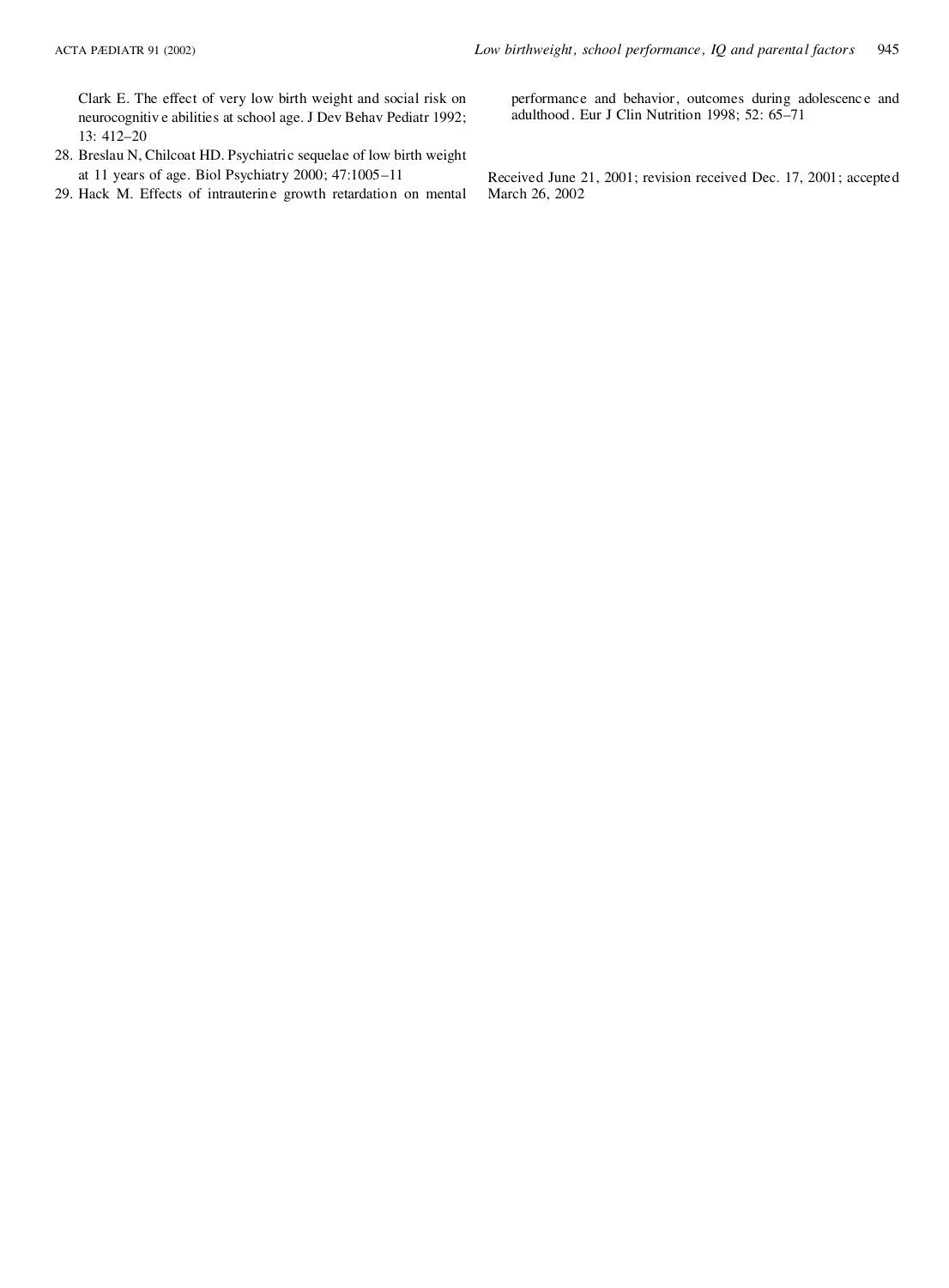Clark E. The effect of very low birth weight and social risk on neurocognitive abilities at school age. J Dev Behav Pediatr 1992; 13: 412–20

28. Breslau N, Chilcoat HD. Psychiatric sequelae of low birth weight at 11 years of age. Biol Psychiatry 2000; 47:1005–11
29. Hack M. Effects of intrauterine growth retardation on mental performance and behavior, outcomes during adolescence and adulthood. Eur J Clin Nutrition 1998; 52: 65–71

Received June 21, 2001; revision received Dec. 17, 2001; accepted March 26, 2002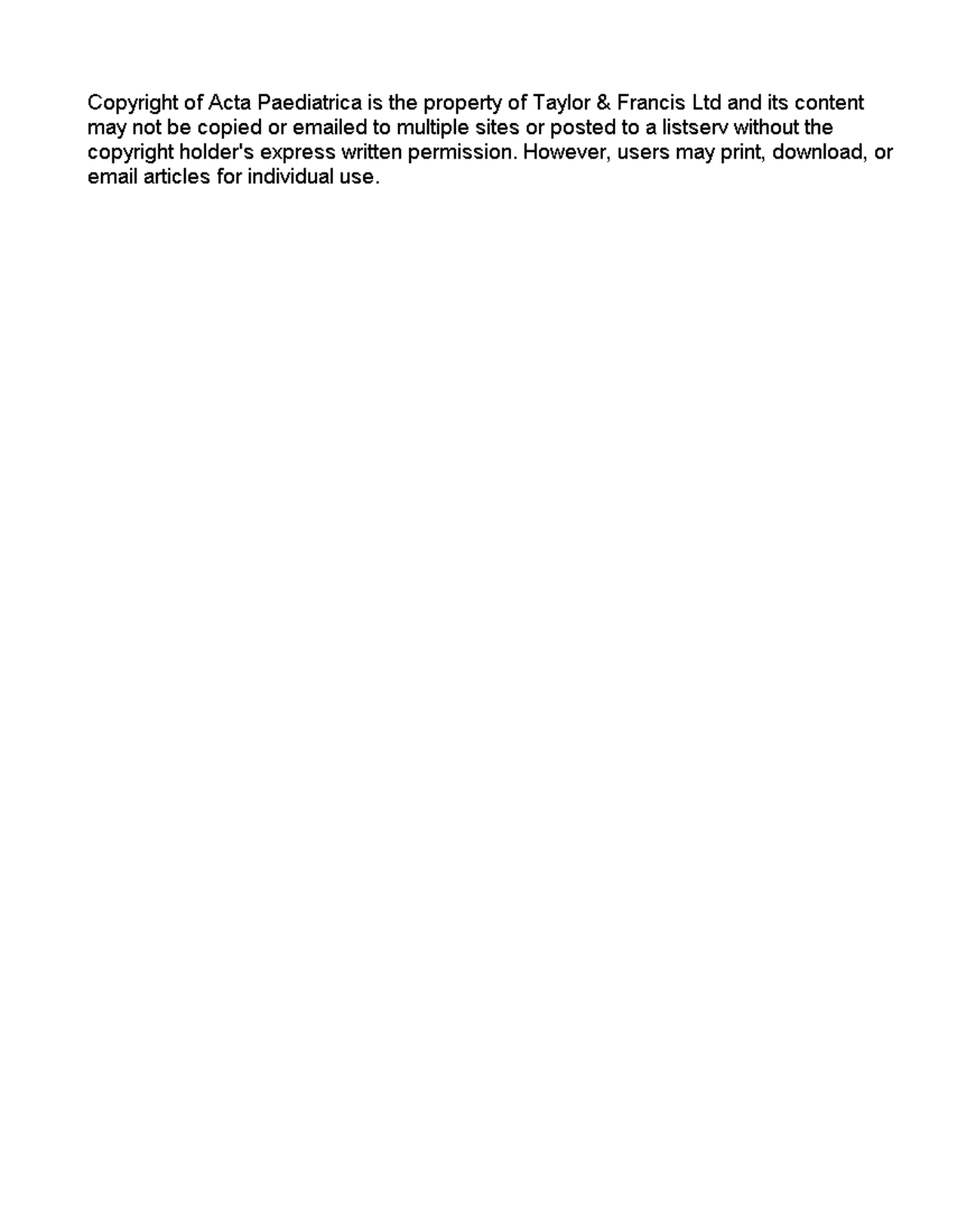Copyright of Acta Paediatrica is the property of Taylor & Francis Ltd and its content may not be copied or emailed to multiple sites or posted to a listserv without the copyright holder's express written permission. However, users may print, download, or email articles for individual use.